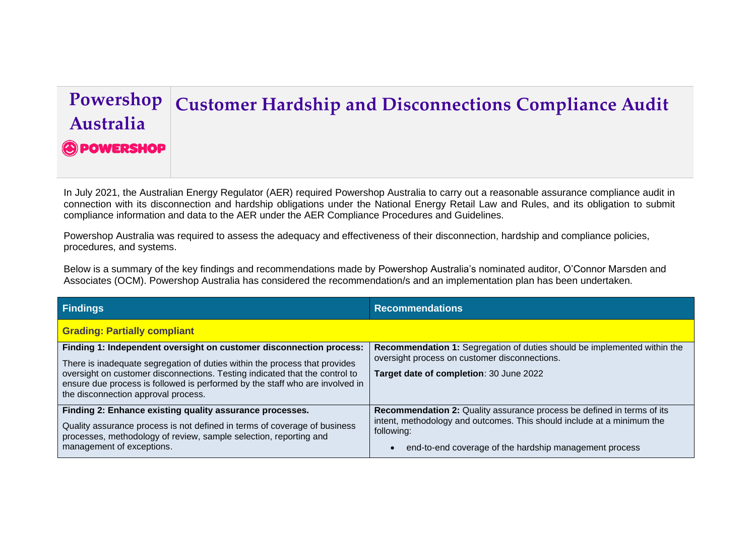# Powershop Australia

# Customer Hardship and Disconnections Compliance Audit

POWERSHOP

In July 2021, the Australian Energy Regulator (AER) required Powershop Australia to carry out a reasonable assurance compliance audit in connection with its disconnection and hardship obligations under the National Energy Retail Law and Rules, and its obligation to submit compliance information and data to the AER under the AER Compliance Procedures and Guidelines.

Powershop Australia was required to assess the adequacy and effectiveness of their disconnection, hardship and compliance policies, procedures, and systems.

Below is a summary of the key findings and recommendations made by Powershop Australia's nominated auditor, O'Connor Marsden and Associates (OCM). Powershop Australia has considered the recommendation/s and an implementation plan has been undertaken.

| Findings | Recommendations |
|---|---|
| **Grading: Partially compliant** | |
| **Finding 1: Independent oversight on customer disconnection process:**<br><br>There is inadequate segregation of duties within the process that provides oversight on customer disconnections. Testing indicated that the control to ensure due process is followed is performed by the staff who are involved in the disconnection approval process. | **Recommendation 1:** Segregation of duties should be implemented within the oversight process on customer disconnections.<br><br>**Target date of completion**: 30 June 2022 |
| **Finding 2: Enhance existing quality assurance processes.**<br><br>Quality assurance process is not defined in terms of coverage of business processes, methodology of review, sample selection, reporting and management of exceptions. | **Recommendation 2:** Quality assurance process be defined in terms of its intent, methodology and outcomes. This should include at a minimum the following:<br><br>• end-to-end coverage of the hardship management process |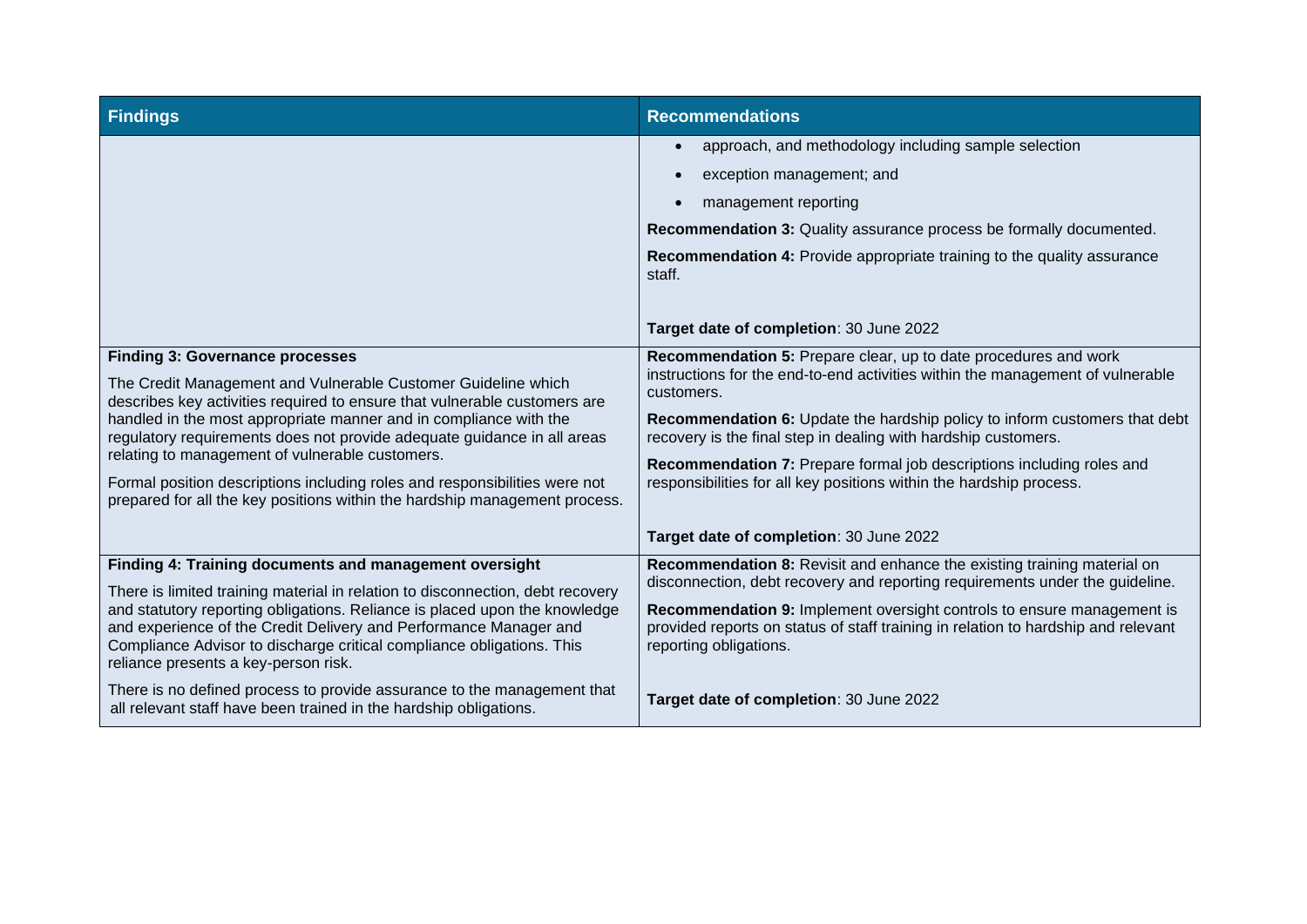| Findings | Recommendations |
| --- | --- |
| | • approach, and methodology including sample selection<br>• exception management; and<br>• management reporting<br>**Recommendation 3:** Quality assurance process be formally documented.<br>**Recommendation 4:** Provide appropriate training to the quality assurance staff.<br><br>**Target date of completion**: 30 June 2022 |
| **Finding 3: Governance processes**<br>The Credit Management and Vulnerable Customer Guideline which describes key activities required to ensure that vulnerable customers are handled in the most appropriate manner and in compliance with the regulatory requirements does not provide adequate guidance in all areas relating to management of vulnerable customers.<br>Formal position descriptions including roles and responsibilities were not prepared for all the key positions within the hardship management process. | **Recommendation 5:** Prepare clear, up to date procedures and work instructions for the end-to-end activities within the management of vulnerable customers.<br>**Recommendation 6:** Update the hardship policy to inform customers that debt recovery is the final step in dealing with hardship customers.<br>**Recommendation 7:** Prepare formal job descriptions including roles and responsibilities for all key positions within the hardship process.<br><br>**Target date of completion**: 30 June 2022 |
| **Finding 4: Training documents and management oversight**<br>There is limited training material in relation to disconnection, debt recovery and statutory reporting obligations. Reliance is placed upon the knowledge and experience of the Credit Delivery and Performance Manager and Compliance Advisor to discharge critical compliance obligations. This reliance presents a key-person risk.<br>There is no defined process to provide assurance to the management that all relevant staff have been trained in the hardship obligations. | **Recommendation 8:** Revisit and enhance the existing training material on disconnection, debt recovery and reporting requirements under the guideline.<br>**Recommendation 9:** Implement oversight controls to ensure management is provided reports on status of staff training in relation to hardship and relevant reporting obligations.<br><br>**Target date of completion**: 30 June 2022 |